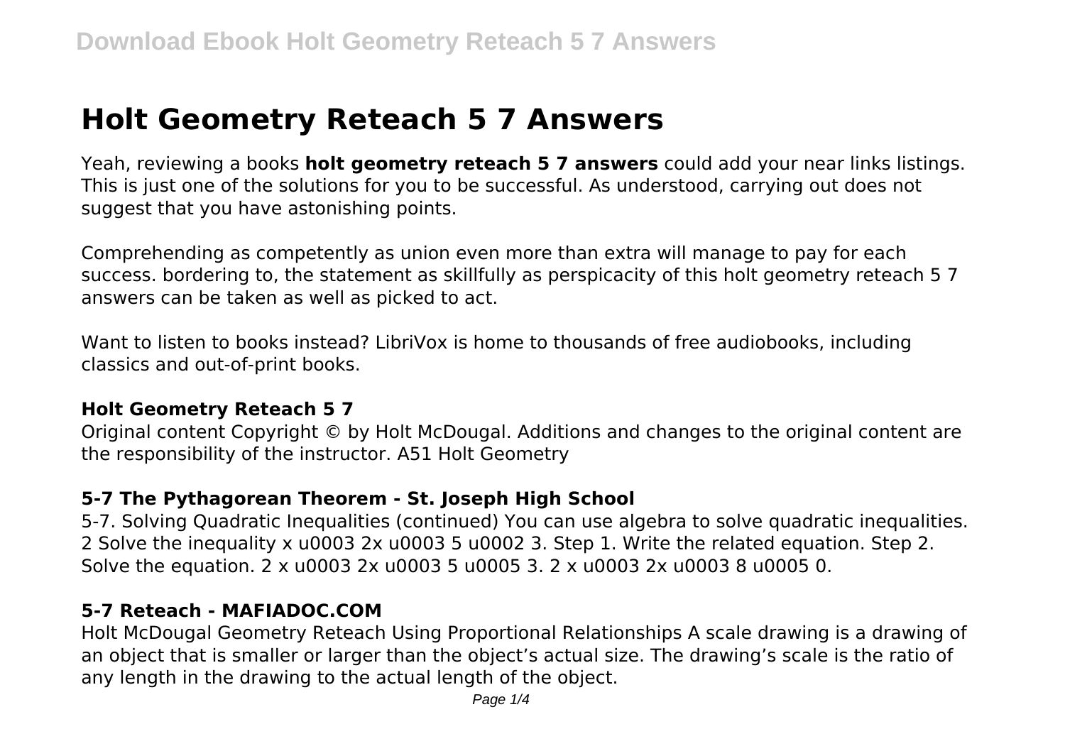# Holt Geometry Reteach 5 7 Answers

Yeah, reviewing a books **holt geometry reteach 5 7 answers** could add your near links listings. This is just one of the solutions for you to be successful. As understood, carrying out does not suggest that you have astonishing points.

Comprehending as competently as union even more than extra will manage to pay for each success. bordering to, the statement as skillfully as perspicacity of this holt geometry reteach 5 7 answers can be taken as well as picked to act.

Want to listen to books instead? LibriVox is home to thousands of free audiobooks, including classics and out-of-print books.

### Holt Geometry Reteach 5 7

Original content Copyright © by Holt McDougal. Additions and changes to the original content are the responsibility of the instructor. A51 Holt Geometry

### 5-7 The Pythagorean Theorem - St. Joseph High School

5-7. Solving Quadratic Inequalities (continued) You can use algebra to solve quadratic inequalities. 2 Solve the inequality x u0003 2x u0003 5 u0002 3. Step 1. Write the related equation. Step 2. Solve the equation. 2 x u0003 2x u0003 5 u0005 3. 2 x u0003 2x u0003 8 u0005 0.

### 5-7 Reteach - MAFIADOC.COM

Holt McDougal Geometry Reteach Using Proportional Relationships A scale drawing is a drawing of an object that is smaller or larger than the object's actual size. The drawing's scale is the ratio of any length in the drawing to the actual length of the object.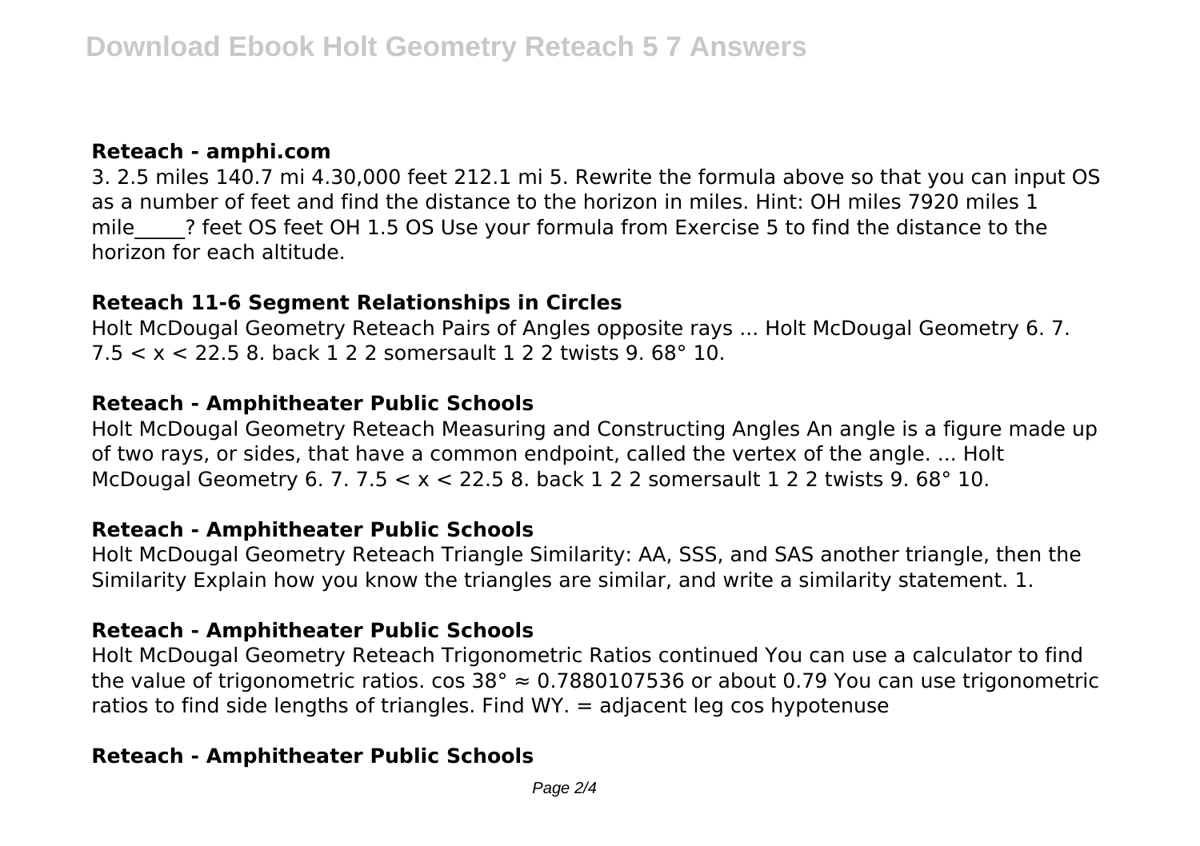**Reteach - amphi.com**

3. 2.5 miles 140.7 mi 4.30,000 feet 212.1 mi 5. Rewrite the formula above so that you can input OS as a number of feet and find the distance to the horizon in miles. Hint: OH miles 7920 miles 1 mile_____? feet OS feet OH 1.5 OS Use your formula from Exercise 5 to find the distance to the horizon for each altitude.

**Reteach 11-6 Segment Relationships in Circles**

Holt McDougal Geometry Reteach Pairs of Angles opposite rays ... Holt McDougal Geometry 6. 7. $7.5 < x < 22.5$ 8. back 1 2 2 somersault 1 2 2 twists 9. 68° 10.

**Reteach - Amphitheater Public Schools**

Holt McDougal Geometry Reteach Measuring and Constructing Angles An angle is a figure made up of two rays, or sides, that have a common endpoint, called the vertex of the angle. ... Holt McDougal Geometry 6. 7. $7.5 < x < 22.5$ 8. back 1 2 2 somersault 1 2 2 twists 9. 68° 10.

**Reteach - Amphitheater Public Schools**

Holt McDougal Geometry Reteach Triangle Similarity: AA, SSS, and SAS another triangle, then the Similarity Explain how you know the triangles are similar, and write a similarity statement. 1.

**Reteach - Amphitheater Public Schools**

Holt McDougal Geometry Reteach Trigonometric Ratios continued You can use a calculator to find the value of trigonometric ratios. cos 38° ≈ 0.7880107536 or about 0.79 You can use trigonometric ratios to find side lengths of triangles. Find WY. = adjacent leg cos hypotenuse

**Reteach - Amphitheater Public Schools**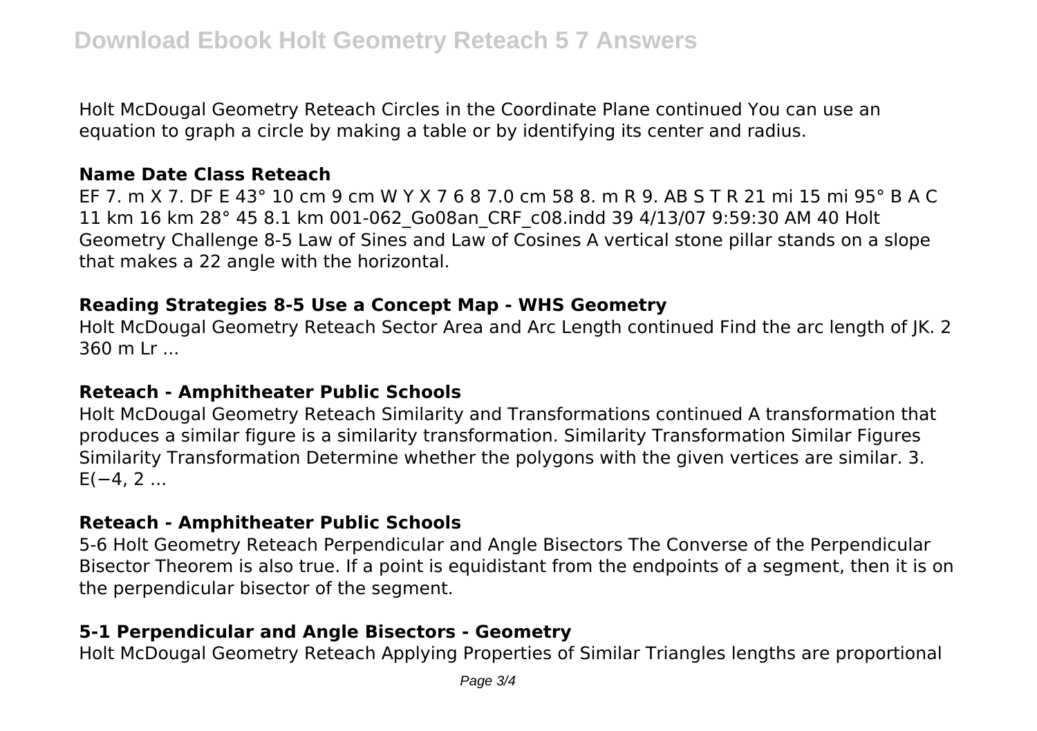Holt McDougal Geometry Reteach Circles in the Coordinate Plane continued You can use an equation to graph a circle by making a table or by identifying its center and radius.

### Name Date Class Reteach

EF 7. m X 7. DF E 43° 10 cm 9 cm W Y X 7 6 8 7.0 cm 58 8. m R 9. AB S T R 21 mi 15 mi 95° B A C 11 km 16 km 28° 45 8.1 km 001-062_Go08an_CRF_c08.indd 39 4/13/07 9:59:30 AM 40 Holt Geometry Challenge 8-5 Law of Sines and Law of Cosines A vertical stone pillar stands on a slope that makes a 22 angle with the horizontal.

### Reading Strategies 8-5 Use a Concept Map - WHS Geometry

Holt McDougal Geometry Reteach Sector Area and Arc Length continued Find the arc length of JK. 2 360 m Lr ...

### Reteach - Amphitheater Public Schools

Holt McDougal Geometry Reteach Similarity and Transformations continued A transformation that produces a similar figure is a similarity transformation. Similarity Transformation Similar Figures Similarity Transformation Determine whether the polygons with the given vertices are similar. 3. E(−4, 2 ...

### Reteach - Amphitheater Public Schools

5-6 Holt Geometry Reteach Perpendicular and Angle Bisectors The Converse of the Perpendicular Bisector Theorem is also true. If a point is equidistant from the endpoints of a segment, then it is on the perpendicular bisector of the segment.

### 5-1 Perpendicular and Angle Bisectors - Geometry

Holt McDougal Geometry Reteach Applying Properties of Similar Triangles lengths are proportional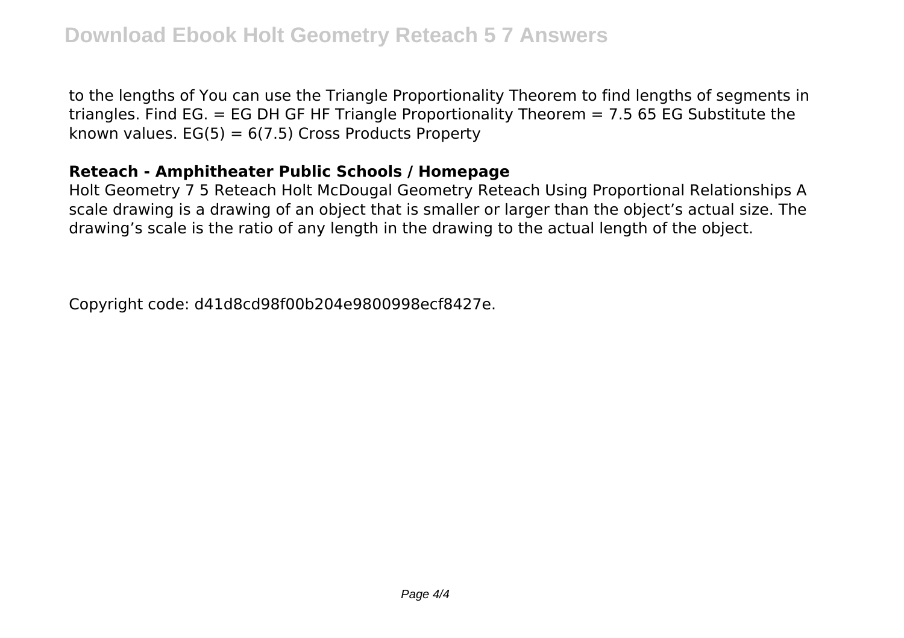to the lengths of You can use the Triangle Proportionality Theorem to find lengths of segments in triangles. Find EG. = EG DH GF HF Triangle Proportionality Theorem = 7.5 65 EG Substitute the known values. EG(5) = 6(7.5) Cross Products Property

**Reteach - Amphitheater Public Schools / Homepage**

Holt Geometry 7 5 Reteach Holt McDougal Geometry Reteach Using Proportional Relationships A scale drawing is a drawing of an object that is smaller or larger than the object's actual size. The drawing's scale is the ratio of any length in the drawing to the actual length of the object.

Copyright code: d41d8cd98f00b204e9800998ecf8427e.